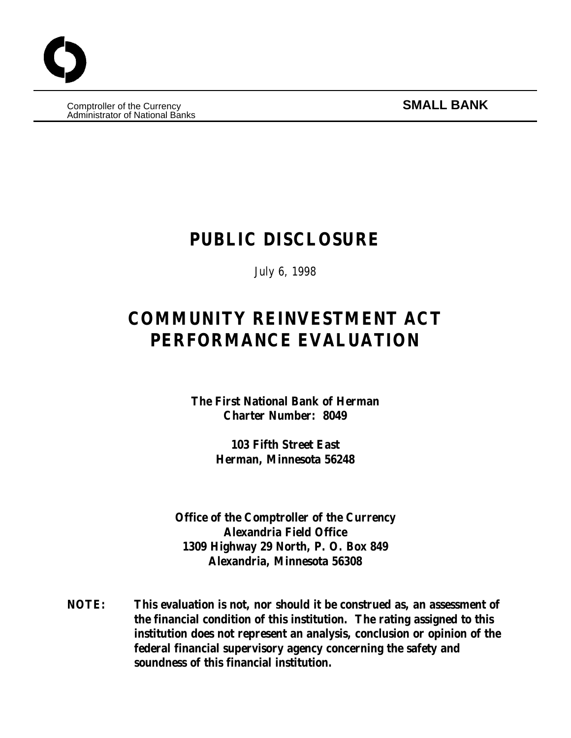Comptroller of the Currency
Administrator of National Banks

**SMALL BANK**

# PUBLIC DISCLOSURE

*July 6, 1998*

# COMMUNITY REINVESTMENT ACT PERFORMANCE EVALUATION

**The First National Bank of Herman**
**Charter Number: 8049**

**103 Fifth Street East**
**Herman, Minnesota 56248**

**Office of the Comptroller of the Currency**
**Alexandria Field Office**
**1309 Highway 29 North, P. O. Box 849**
**Alexandria, Minnesota 56308**

**NOTE: This evaluation is not, nor should it be construed as, an assessment of the financial condition of this institution. The rating assigned to this institution does not represent an analysis, conclusion or opinion of the federal financial supervisory agency concerning the safety and soundness of this financial institution.**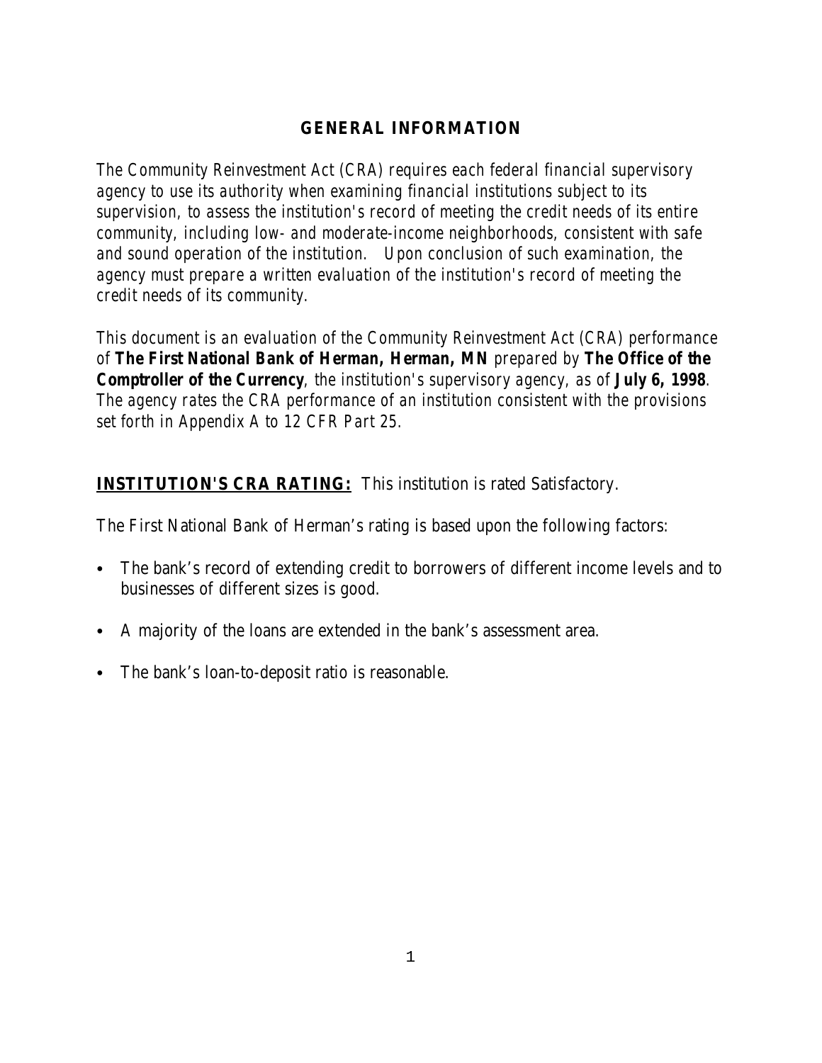## GENERAL INFORMATION

*The Community Reinvestment Act (CRA) requires each federal financial supervisory agency to use its authority when examining financial institutions subject to its supervision, to assess the institution's record of meeting the credit needs of its entire community, including low- and moderate-income neighborhoods, consistent with safe and sound operation of the institution. Upon conclusion of such examination, the agency must prepare a written evaluation of the institution's record of meeting the credit needs of its community.*

*This document is an evaluation of the Community Reinvestment Act (CRA) performance of* **The First National Bank of Herman, Herman, MN** *prepared by* **The Office of the Comptroller of the Currency***, the institution's supervisory agency, as of* **July 6, 1998***. The agency rates the CRA performance of an institution consistent with the provisions set forth in Appendix A to 12 CFR Part 25.*

**INSTITUTION'S CRA RATING:** This institution is rated Satisfactory.

The First National Bank of Herman's rating is based upon the following factors:

- The bank's record of extending credit to borrowers of different income levels and to businesses of different sizes is good.
- A majority of the loans are extended in the bank's assessment area.
- The bank's loan-to-deposit ratio is reasonable.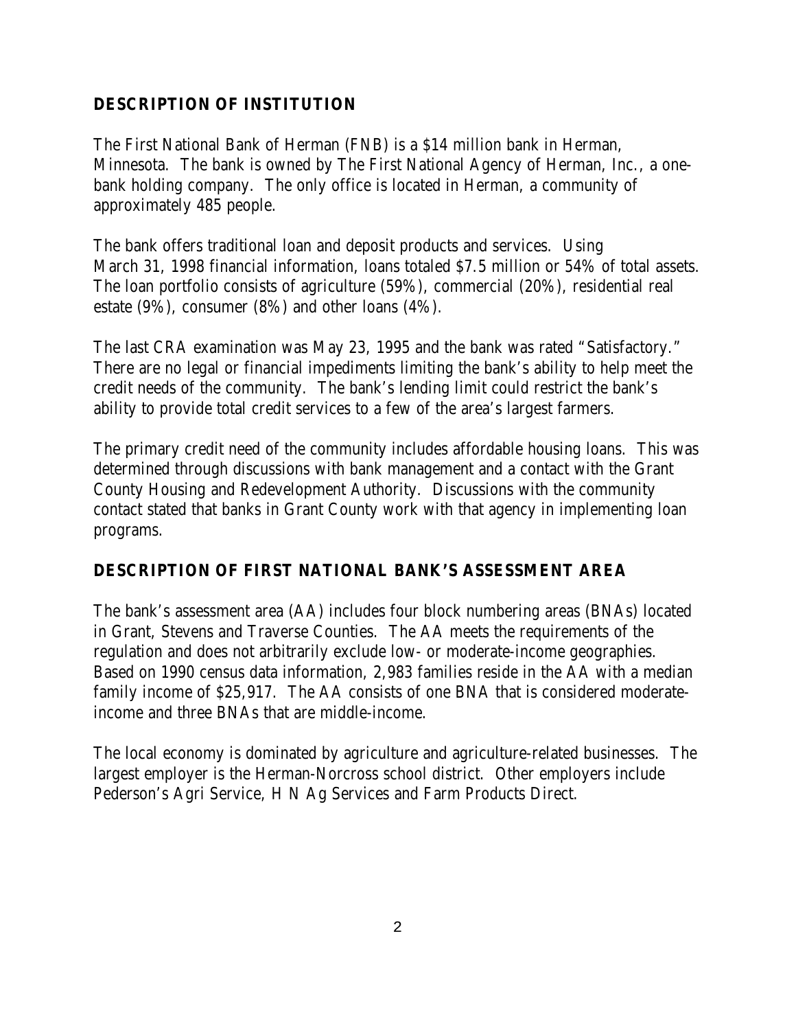## DESCRIPTION OF INSTITUTION

The First National Bank of Herman (FNB) is a $14 million bank in Herman, Minnesota. The bank is owned by The First National Agency of Herman, Inc., a one-bank holding company. The only office is located in Herman, a community of approximately 485 people.

The bank offers traditional loan and deposit products and services. Using March 31, 1998 financial information, loans totaled $7.5 million or 54% of total assets. The loan portfolio consists of agriculture (59%), commercial (20%), residential real estate (9%), consumer (8%) and other loans (4%).

The last CRA examination was May 23, 1995 and the bank was rated "Satisfactory." There are no legal or financial impediments limiting the bank's ability to help meet the credit needs of the community. The bank's lending limit could restrict the bank's ability to provide total credit services to a few of the area's largest farmers.

The primary credit need of the community includes affordable housing loans. This was determined through discussions with bank management and a contact with the Grant County Housing and Redevelopment Authority. Discussions with the community contact stated that banks in Grant County work with that agency in implementing loan programs.

## DESCRIPTION OF FIRST NATIONAL BANK'S ASSESSMENT AREA

The bank's assessment area (AA) includes four block numbering areas (BNAs) located in Grant, Stevens and Traverse Counties. The AA meets the requirements of the regulation and does not arbitrarily exclude low- or moderate-income geographies. Based on 1990 census data information, 2,983 families reside in the AA with a median family income of $25,917. The AA consists of one BNA that is considered moderate-income and three BNAs that are middle-income.

The local economy is dominated by agriculture and agriculture-related businesses. The largest employer is the Herman-Norcross school district. Other employers include Pederson's Agri Service, H N Ag Services and Farm Products Direct.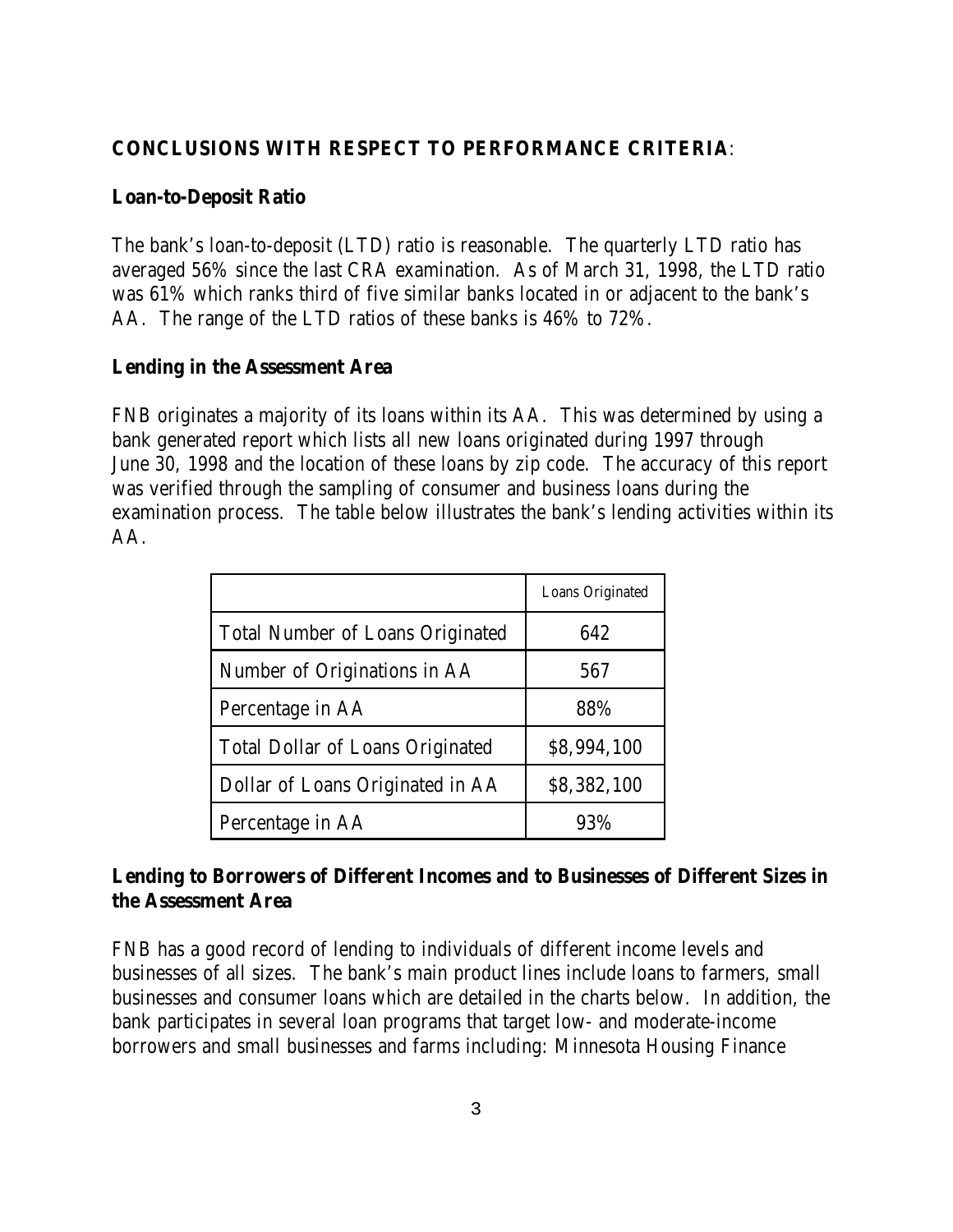**CONCLUSIONS WITH RESPECT TO PERFORMANCE CRITERIA**:

**Loan-to-Deposit Ratio**

The bank's loan-to-deposit (LTD) ratio is reasonable. The quarterly LTD ratio has averaged 56% since the last CRA examination. As of March 31, 1998, the LTD ratio was 61% which ranks third of five similar banks located in or adjacent to the bank's AA. The range of the LTD ratios of these banks is 46% to 72%.

**Lending in the Assessment Area**

FNB originates a majority of its loans within its AA. This was determined by using a bank generated report which lists all new loans originated during 1997 through June 30, 1998 and the location of these loans by zip code. The accuracy of this report was verified through the sampling of consumer and business loans during the examination process. The table below illustrates the bank's lending activities within its AA.

| | Loans Originated |
|---|---|
| Total Number of Loans Originated | 642 |
| Number of Originations in AA | 567 |
| Percentage in AA | 88% |
| Total Dollar of Loans Originated | $8,994,100 |
| Dollar of Loans Originated in AA | $8,382,100 |
| Percentage in AA | 93% |

**Lending to Borrowers of Different Incomes and to Businesses of Different Sizes in the Assessment Area**

FNB has a good record of lending to individuals of different income levels and businesses of all sizes. The bank's main product lines include loans to farmers, small businesses and consumer loans which are detailed in the charts below. In addition, the bank participates in several loan programs that target low- and moderate-income borrowers and small businesses and farms including: Minnesota Housing Finance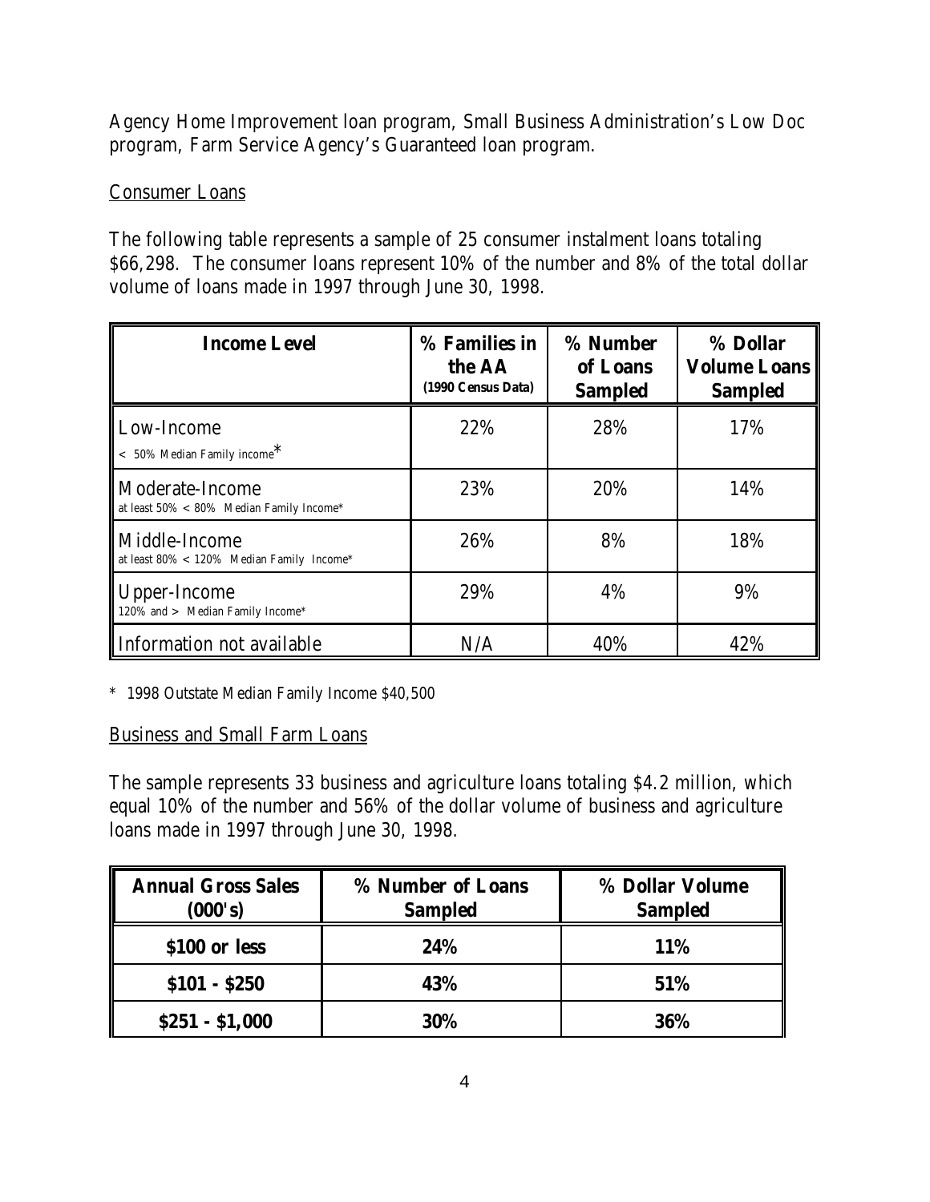Agency Home Improvement loan program, Small Business Administration's Low Doc program, Farm Service Agency's Guaranteed loan program.

Consumer Loans

The following table represents a sample of 25 consumer instalment loans totaling $66,298. The consumer loans represent 10% of the number and 8% of the total dollar volume of loans made in 1997 through June 30, 1998.

| **Income Level** | **% Families in the AA (1990 Census Data)** | **% Number of Loans Sampled** | **% Dollar Volume Loans Sampled** |
|---|---|---|---|
| Low-Income < 50% Median Family income* | 22% | 28% | 17% |
| Moderate-Income at least 50% < 80% Median Family Income* | 23% | 20% | 14% |
| Middle-Income at least 80% < 120% Median Family Income* | 26% | 8% | 18% |
| Upper-Income 120% and > Median Family Income* | 29% | 4% | 9% |
| Information not available | N/A | 40% | 42% |

* 1998 Outstate Median Family Income $40,500

Business and Small Farm Loans

The sample represents 33 business and agriculture loans totaling $4.2 million, which equal 10% of the number and 56% of the dollar volume of business and agriculture loans made in 1997 through June 30, 1998.

| **Annual Gross Sales (000's)** | **% Number of Loans Sampled** | **% Dollar Volume Sampled** |
|---|---|---|
| **$100 or less** | **24%** | **11%** |
| **$101 - $250** | **43%** | **51%** |
| **$251 - $1,000** | **30%** | **36%** |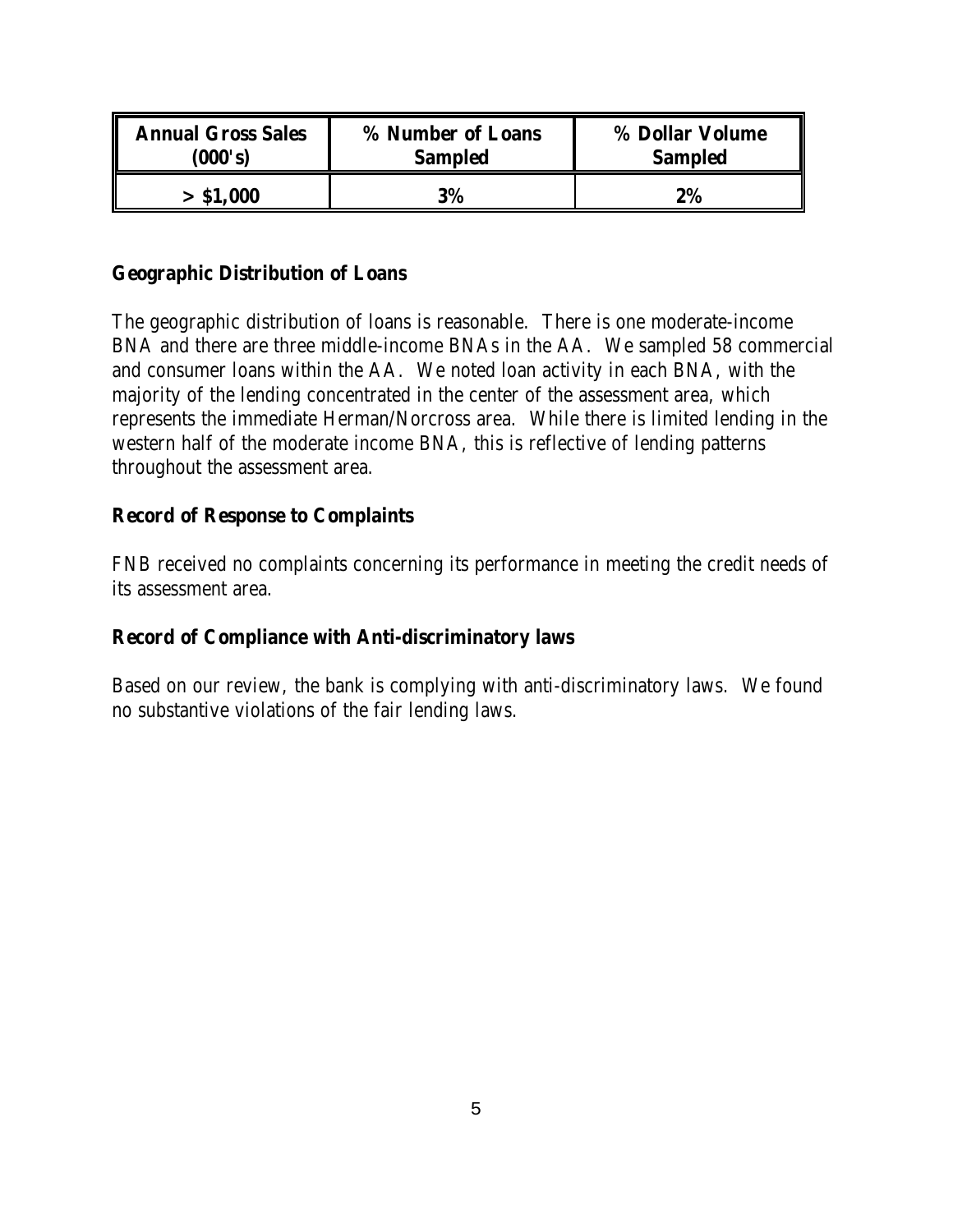| Annual Gross Sales (000's) | % Number of Loans Sampled | % Dollar Volume Sampled |
|---|---|---|
| > $1,000 | 3% | 2% |

**Geographic Distribution of Loans**

The geographic distribution of loans is reasonable. There is one moderate-income BNA and there are three middle-income BNAs in the AA. We sampled 58 commercial and consumer loans within the AA. We noted loan activity in each BNA, with the majority of the lending concentrated in the center of the assessment area, which represents the immediate Herman/Norcross area. While there is limited lending in the western half of the moderate income BNA, this is reflective of lending patterns throughout the assessment area.

**Record of Response to Complaints**

FNB received no complaints concerning its performance in meeting the credit needs of its assessment area.

**Record of Compliance with Anti-discriminatory laws**

Based on our review, the bank is complying with anti-discriminatory laws. We found no substantive violations of the fair lending laws.